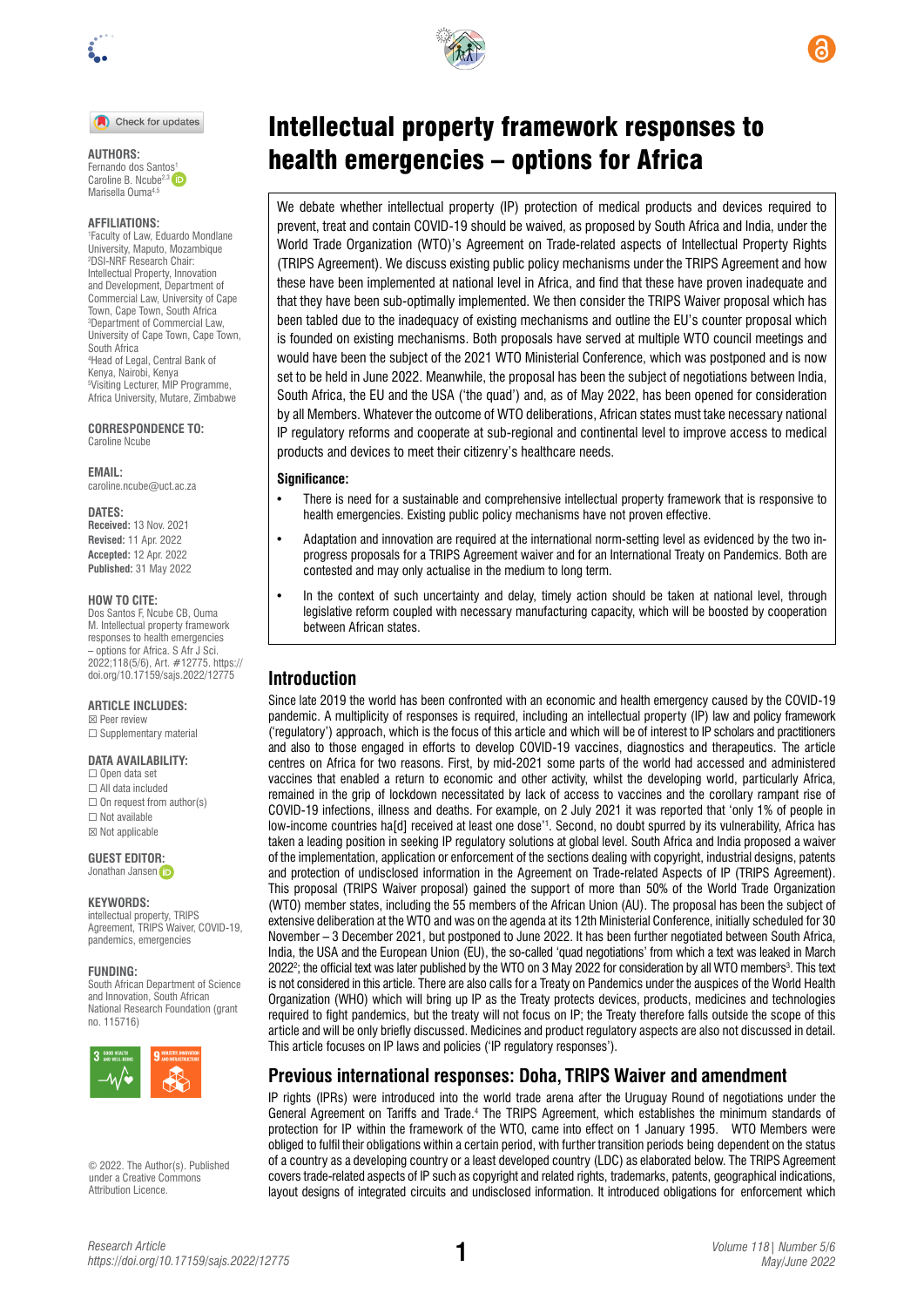# Intellectual property framework responses to health emergencies – options for Africa

**AUTHORS:**
Fernando dos Santos[1]
Caroline B. Ncube[2,3]
Marisella Ouma[4,5]

**AFFILIATIONS:**
[1]Faculty of Law, Eduardo Mondlane University, Maputo, Mozambique
[2]DSI-NRF Research Chair: Intellectual Property, Innovation and Development, Department of Commercial Law, University of Cape Town, Cape Town, South Africa
[3]Department of Commercial Law, University of Cape Town, Cape Town, South Africa
[4]Head of Legal, Central Bank of Kenya, Nairobi, Kenya
[5]Visiting Lecturer, MIP Programme, Africa University, Mutare, Zimbabwe

**CORRESPONDENCE TO:**
Caroline Ncube

**EMAIL:**
caroline.ncube@uct.ac.za

**DATES:**
**Received:** 13 Nov. 2021
**Revised:** 11 Apr. 2022
**Accepted:** 12 Apr. 2022
**Published:** 31 May 2022

**HOW TO CITE:**
Dos Santos F, Ncube CB, Ouma M. Intellectual property framework responses to health emergencies – options for Africa. S Afr J Sci. 2022;118(5/6), Art. #12775. https://doi.org/10.17159/sajs.2022/12775

**ARTICLE INCLUDES:**
☒ Peer review
☐ Supplementary material

**DATA AVAILABILITY:**
☐ Open data set
☐ All data included
☐ On request from author(s)
☐ Not available
☒ Not applicable

**GUEST EDITOR:**
Jonathan Jansen

**KEYWORDS:**
intellectual property, TRIPS Agreement, TRIPS Waiver, COVID-19, pandemics, emergencies

**FUNDING:**
South African Department of Science and Innovation, South African National Research Foundation (grant no. 115716)

© 2022. The Author(s). Published under a Creative Commons Attribution Licence.

We debate whether intellectual property (IP) protection of medical products and devices required to prevent, treat and contain COVID-19 should be waived, as proposed by South Africa and India, under the World Trade Organization (WTO)'s Agreement on Trade-related aspects of Intellectual Property Rights (TRIPS Agreement). We discuss existing public policy mechanisms under the TRIPS Agreement and how these have been implemented at national level in Africa, and find that these have proven inadequate and that they have been sub-optimally implemented. We then consider the TRIPS Waiver proposal which has been tabled due to the inadequacy of existing mechanisms and outline the EU's counter proposal which is founded on existing mechanisms. Both proposals have served at multiple WTO council meetings and would have been the subject of the 2021 WTO Ministerial Conference, which was postponed and is now set to be held in June 2022. Meanwhile, the proposal has been the subject of negotiations between India, South Africa, the EU and the USA ('the quad') and, as of May 2022, has been opened for consideration by all Members. Whatever the outcome of WTO deliberations, African states must take necessary national IP regulatory reforms and cooperate at sub-regional and continental level to improve access to medical products and devices to meet their citizenry's healthcare needs.

**Significance:**

- There is need for a sustainable and comprehensive intellectual property framework that is responsive to health emergencies. Existing public policy mechanisms have not proven effective.
- Adaptation and innovation are required at the international norm-setting level as evidenced by the two in-progress proposals for a TRIPS Agreement waiver and for an International Treaty on Pandemics. Both are contested and may only actualise in the medium to long term.
- In the context of such uncertainty and delay, timely action should be taken at national level, through legislative reform coupled with necessary manufacturing capacity, which will be boosted by cooperation between African states.

## Introduction

Since late 2019 the world has been confronted with an economic and health emergency caused by the COVID-19 pandemic. A multiplicity of responses is required, including an intellectual property (IP) law and policy framework ('regulatory') approach, which is the focus of this article and which will be of interest to IP scholars and practitioners and also to those engaged in efforts to develop COVID-19 vaccines, diagnostics and therapeutics. The article centres on Africa for two reasons. First, by mid-2021 some parts of the world had accessed and administered vaccines that enabled a return to economic and other activity, whilst the developing world, particularly Africa, remained in the grip of lockdown necessitated by lack of access to vaccines and the corollary rampant rise of COVID-19 infections, illness and deaths. For example, on 2 July 2021 it was reported that 'only 1% of people in low-income countries ha[d] received at least one dose'[1]. Second, no doubt spurred by its vulnerability, Africa has taken a leading position in seeking IP regulatory solutions at global level. South Africa and India proposed a waiver of the implementation, application or enforcement of the sections dealing with copyright, industrial designs, patents and protection of undisclosed information in the Agreement on Trade-related Aspects of IP (TRIPS Agreement). This proposal (TRIPS Waiver proposal) gained the support of more than 50% of the World Trade Organization (WTO) member states, including the 55 members of the African Union (AU). The proposal has been the subject of extensive deliberation at the WTO and was on the agenda at its 12th Ministerial Conference, initially scheduled for 30 November – 3 December 2021, but postponed to June 2022. It has been further negotiated between South Africa, India, the USA and the European Union (EU), the so-called 'quad negotiations' from which a text was leaked in March 2022[2]; the official text was later published by the WTO on 3 May 2022 for consideration by all WTO members[3]. This text is not considered in this article. There are also calls for a Treaty on Pandemics under the auspices of the World Health Organization (WHO) which will bring up IP as the Treaty protects devices, products, medicines and technologies required to fight pandemics, but the treaty will not focus on IP; the Treaty therefore falls outside the scope of this article and will be only briefly discussed. Medicines and product regulatory aspects are also not discussed in detail. This article focuses on IP laws and policies ('IP regulatory responses').

## Previous international responses: Doha, TRIPS Waiver and amendment

IP rights (IPRs) were introduced into the world trade arena after the Uruguay Round of negotiations under the General Agreement on Tariffs and Trade.[4] The TRIPS Agreement, which establishes the minimum standards of protection for IP within the framework of the WTO, came into effect on 1 January 1995. WTO Members were obliged to fulfil their obligations within a certain period, with further transition periods being dependent on the status of a country as a developing country or a least developed country (LDC) as elaborated below. The TRIPS Agreement covers trade-related aspects of IP such as copyright and related rights, trademarks, patents, geographical indications, layout designs of integrated circuits and undisclosed information. It introduced obligations for enforcement which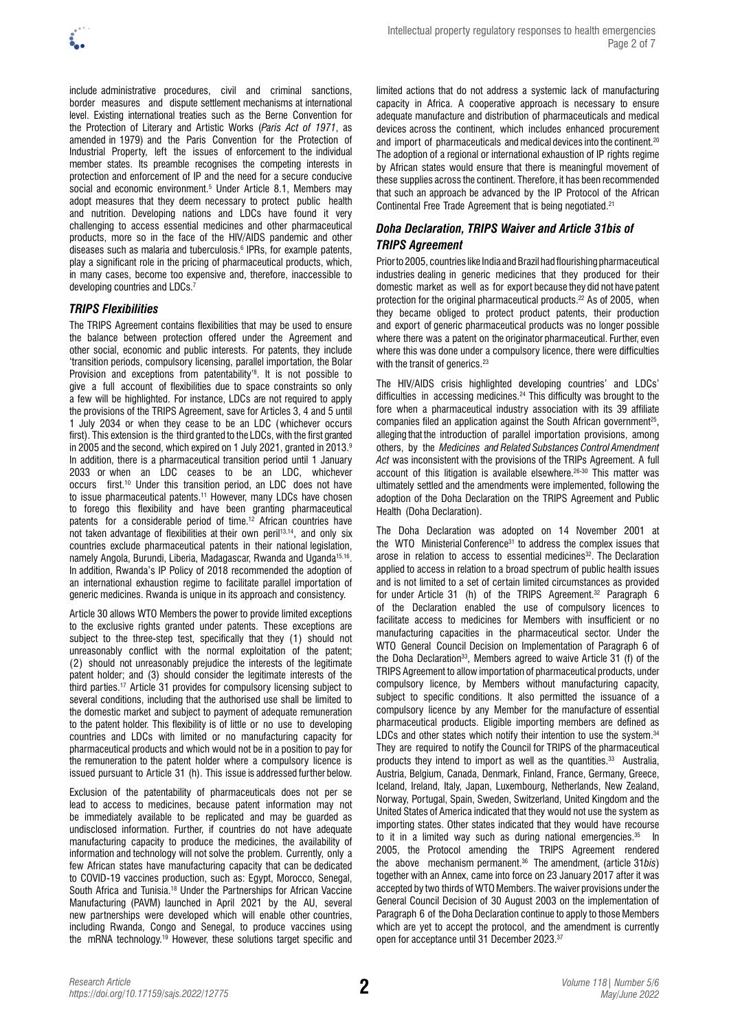include administrative procedures, civil and criminal sanctions, border measures and dispute settlement mechanisms at international level. Existing international treaties such as the Berne Convention for the Protection of Literary and Artistic Works (*Paris Act of 1971*, as amended in 1979) and the Paris Convention for the Protection of Industrial Property, left the issues of enforcement to the individual member states. Its preamble recognises the competing interests in protection and enforcement of IP and the need for a secure conducive social and economic environment.[5] Under Article 8.1, Members may adopt measures that they deem necessary to protect public health and nutrition. Developing nations and LDCs have found it very challenging to access essential medicines and other pharmaceutical products, more so in the face of the HIV/AIDS pandemic and other diseases such as malaria and tuberculosis.[6] IPRs, for example patents, play a significant role in the pricing of pharmaceutical products, which, in many cases, become too expensive and, therefore, inaccessible to developing countries and LDCs.[7]

### *TRIPS Flexibilities*

The TRIPS Agreement contains flexibilities that may be used to ensure the balance between protection offered under the Agreement and other social, economic and public interests. For patents, they include 'transition periods, compulsory licensing, parallel importation, the Bolar Provision and exceptions from patentability'[8]. It is not possible to give a full account of flexibilities due to space constraints so only a few will be highlighted. For instance, LDCs are not required to apply the provisions of the TRIPS Agreement, save for Articles 3, 4 and 5 until 1 July 2034 or when they cease to be an LDC (whichever occurs first). This extension is the third granted to the LDCs, with the first granted in 2005 and the second, which expired on 1 July 2021, granted in 2013.[9] In addition, there is a pharmaceutical transition period until 1 January 2033 or when an LDC ceases to be an LDC, whichever occurs first.[10] Under this transition period, an LDC does not have to issue pharmaceutical patents.[11] However, many LDCs have chosen to forego this flexibility and have been granting pharmaceutical patents for a considerable period of time.[12] African countries have not taken advantage of flexibilities at their own peril[13,14], and only six countries exclude pharmaceutical patents in their national legislation, namely Angola, Burundi, Liberia, Madagascar, Rwanda and Uganda[15,16]. In addition, Rwanda's IP Policy of 2018 recommended the adoption of an international exhaustion regime to facilitate parallel importation of generic medicines. Rwanda is unique in its approach and consistency.

Article 30 allows WTO Members the power to provide limited exceptions to the exclusive rights granted under patents. These exceptions are subject to the three-step test, specifically that they (1) should not unreasonably conflict with the normal exploitation of the patent; (2) should not unreasonably prejudice the interests of the legitimate patent holder; and (3) should consider the legitimate interests of the third parties.[17] Article 31 provides for compulsory licensing subject to several conditions, including that the authorised use shall be limited to the domestic market and subject to payment of adequate remuneration to the patent holder. This flexibility is of little or no use to developing countries and LDCs with limited or no manufacturing capacity for pharmaceutical products and which would not be in a position to pay for the remuneration to the patent holder where a compulsory licence is issued pursuant to Article 31 (h). This issue is addressed further below.

Exclusion of the patentability of pharmaceuticals does not per se lead to access to medicines, because patent information may not be immediately available to be replicated and may be guarded as undisclosed information. Further, if countries do not have adequate manufacturing capacity to produce the medicines, the availability of information and technology will not solve the problem. Currently, only a few African states have manufacturing capacity that can be dedicated to COVID-19 vaccines production, such as: Egypt, Morocco, Senegal, South Africa and Tunisia.[18] Under the Partnerships for African Vaccine Manufacturing (PAVM) launched in April 2021 by the AU, several new partnerships were developed which will enable other countries, including Rwanda, Congo and Senegal, to produce vaccines using the mRNA technology.[19] However, these solutions target specific and limited actions that do not address a systemic lack of manufacturing capacity in Africa. A cooperative approach is necessary to ensure adequate manufacture and distribution of pharmaceuticals and medical devices across the continent, which includes enhanced procurement and import of pharmaceuticals and medical devices into the continent.[20] The adoption of a regional or international exhaustion of IP rights regime by African states would ensure that there is meaningful movement of these supplies across the continent. Therefore, it has been recommended that such an approach be advanced by the IP Protocol of the African Continental Free Trade Agreement that is being negotiated.[21]

### *Doha Declaration, TRIPS Waiver and Article 31bis of TRIPS Agreement*

Prior to 2005, countries like India and Brazil had flourishing pharmaceutical industries dealing in generic medicines that they produced for their domestic market as well as for export because they did not have patent protection for the original pharmaceutical products.[22] As of 2005, when they became obliged to protect product patents, their production and export of generic pharmaceutical products was no longer possible where there was a patent on the originator pharmaceutical. Further, even where this was done under a compulsory licence, there were difficulties with the transit of generics.[23]

The HIV/AIDS crisis highlighted developing countries' and LDCs' difficulties in accessing medicines.[24] This difficulty was brought to the fore when a pharmaceutical industry association with its 39 affiliate companies filed an application against the South African government[25], alleging that the introduction of parallel importation provisions, among others, by the *Medicines and Related Substances Control Amendment Act* was inconsistent with the provisions of the TRIPs Agreement. A full account of this litigation is available elsewhere.[26-30] This matter was ultimately settled and the amendments were implemented, following the adoption of the Doha Declaration on the TRIPS Agreement and Public Health (Doha Declaration).

The Doha Declaration was adopted on 14 November 2001 at the WTO Ministerial Conference[31] to address the complex issues that arose in relation to access to essential medicines[32]. The Declaration applied to access in relation to a broad spectrum of public health issues and is not limited to a set of certain limited circumstances as provided for under Article 31 (h) of the TRIPS Agreement.[32] Paragraph 6 of the Declaration enabled the use of compulsory licences to facilitate access to medicines for Members with insufficient or no manufacturing capacities in the pharmaceutical sector. Under the WTO General Council Decision on Implementation of Paragraph 6 of the Doha Declaration[33], Members agreed to waive Article 31 (f) of the TRIPS Agreement to allow importation of pharmaceutical products, under compulsory licence, by Members without manufacturing capacity, subject to specific conditions. It also permitted the issuance of a compulsory licence by any Member for the manufacture of essential pharmaceutical products. Eligible importing members are defined as LDCs and other states which notify their intention to use the system.[34] They are required to notify the Council for TRIPS of the pharmaceutical products they intend to import as well as the quantities.[33] Australia, Austria, Belgium, Canada, Denmark, Finland, France, Germany, Greece, Iceland, Ireland, Italy, Japan, Luxembourg, Netherlands, New Zealand, Norway, Portugal, Spain, Sweden, Switzerland, United Kingdom and the United States of America indicated that they would not use the system as importing states. Other states indicated that they would have recourse to it in a limited way such as during national emergencies.[35] In 2005, the Protocol amending the TRIPS Agreement rendered the above mechanism permanent.[36] The amendment, (article 31*bis*) together with an Annex, came into force on 23 January 2017 after it was accepted by two thirds of WTO Members. The waiver provisions under the General Council Decision of 30 August 2003 on the implementation of Paragraph 6 of the Doha Declaration continue to apply to those Members which are yet to accept the protocol, and the amendment is currently open for acceptance until 31 December 2023.[37]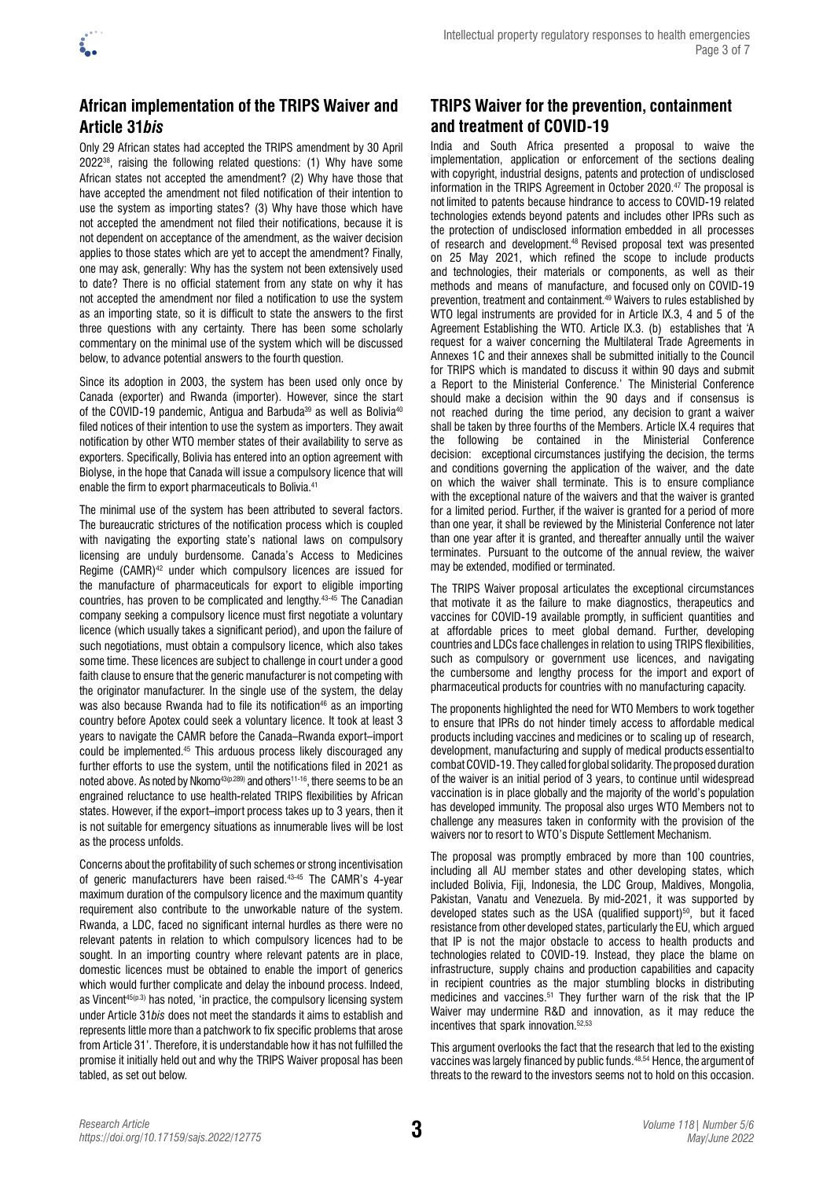## African implementation of the TRIPS Waiver and Article 31*bis*

Only 29 African states had accepted the TRIPS amendment by 30 April 2022[38], raising the following related questions: (1) Why have some African states not accepted the amendment? (2) Why have those that have accepted the amendment not filed notification of their intention to use the system as importing states? (3) Why have those which have not accepted the amendment not filed their notifications, because it is not dependent on acceptance of the amendment, as the waiver decision applies to those states which are yet to accept the amendment? Finally, one may ask, generally: Why has the system not been extensively used to date? There is no official statement from any state on why it has not accepted the amendment nor filed a notification to use the system as an importing state, so it is difficult to state the answers to the first three questions with any certainty. There has been some scholarly commentary on the minimal use of the system which will be discussed below, to advance potential answers to the fourth question.

Since its adoption in 2003, the system has been used only once by Canada (exporter) and Rwanda (importer). However, since the start of the COVID-19 pandemic, Antigua and Barbuda[39] as well as Bolivia[40] filed notices of their intention to use the system as importers. They await notification by other WTO member states of their availability to serve as exporters. Specifically, Bolivia has entered into an option agreement with Biolyse, in the hope that Canada will issue a compulsory licence that will enable the firm to export pharmaceuticals to Bolivia.[41]

The minimal use of the system has been attributed to several factors. The bureaucratic strictures of the notification process which is coupled with navigating the exporting state's national laws on compulsory licensing are unduly burdensome. Canada's Access to Medicines Regime (CAMR)[42] under which compulsory licences are issued for the manufacture of pharmaceuticals for export to eligible importing countries, has proven to be complicated and lengthy.[43-45] The Canadian company seeking a compulsory licence must first negotiate a voluntary licence (which usually takes a significant period), and upon the failure of such negotiations, must obtain a compulsory licence, which also takes some time. These licences are subject to challenge in court under a good faith clause to ensure that the generic manufacturer is not competing with the originator manufacturer. In the single use of the system, the delay was also because Rwanda had to file its notification[46] as an importing country before Apotex could seek a voluntary licence. It took at least 3 years to navigate the CAMR before the Canada–Rwanda export–import could be implemented.[45] This arduous process likely discouraged any further efforts to use the system, until the notifications filed in 2021 as noted above. As noted by Nkomo[43(p.289)] and others[11-16], there seems to be an engrained reluctance to use health-related TRIPS flexibilities by African states. However, if the export–import process takes up to 3 years, then it is not suitable for emergency situations as innumerable lives will be lost as the process unfolds.

Concerns about the profitability of such schemes or strong incentivisation of generic manufacturers have been raised.[43-45] The CAMR's 4-year maximum duration of the compulsory licence and the maximum quantity requirement also contribute to the unworkable nature of the system. Rwanda, a LDC, faced no significant internal hurdles as there were no relevant patents in relation to which compulsory licences had to be sought. In an importing country where relevant patents are in place, domestic licences must be obtained to enable the import of generics which would further complicate and delay the inbound process. Indeed, as Vincent[45(p.3)] has noted, 'in practice, the compulsory licensing system under Article 31*bis* does not meet the standards it aims to establish and represents little more than a patchwork to fix specific problems that arose from Article 31'. Therefore, it is understandable how it has not fulfilled the promise it initially held out and why the TRIPS Waiver proposal has been tabled, as set out below.

## TRIPS Waiver for the prevention, containment and treatment of COVID-19

India and South Africa presented a proposal to waive the implementation, application or enforcement of the sections dealing with copyright, industrial designs, patents and protection of undisclosed information in the TRIPS Agreement in October 2020.[47] The proposal is not limited to patents because hindrance to access to COVID-19 related technologies extends beyond patents and includes other IPRs such as the protection of undisclosed information embedded in all processes of research and development.[48] Revised proposal text was presented on 25 May 2021, which refined the scope to include products and technologies, their materials or components, as well as their methods and means of manufacture, and focused only on COVID-19 prevention, treatment and containment.[49] Waivers to rules established by WTO legal instruments are provided for in Article IX.3, 4 and 5 of the Agreement Establishing the WTO. Article IX.3. (b) establishes that 'A request for a waiver concerning the Multilateral Trade Agreements in Annexes 1C and their annexes shall be submitted initially to the Council for TRIPS which is mandated to discuss it within 90 days and submit a Report to the Ministerial Conference.' The Ministerial Conference should make a decision within the 90 days and if consensus is not reached during the time period, any decision to grant a waiver shall be taken by three fourths of the Members. Article IX.4 requires that the following be contained in the Ministerial Conference decision: exceptional circumstances justifying the decision, the terms and conditions governing the application of the waiver, and the date on which the waiver shall terminate. This is to ensure compliance with the exceptional nature of the waivers and that the waiver is granted for a limited period. Further, if the waiver is granted for a period of more than one year, it shall be reviewed by the Ministerial Conference not later than one year after it is granted, and thereafter annually until the waiver terminates. Pursuant to the outcome of the annual review, the waiver may be extended, modified or terminated.

The TRIPS Waiver proposal articulates the exceptional circumstances that motivate it as the failure to make diagnostics, therapeutics and vaccines for COVID-19 available promptly, in sufficient quantities and at affordable prices to meet global demand. Further, developing countries and LDCs face challenges in relation to using TRIPS flexibilities, such as compulsory or government use licences, and navigating the cumbersome and lengthy process for the import and export of pharmaceutical products for countries with no manufacturing capacity.

The proponents highlighted the need for WTO Members to work together to ensure that IPRs do not hinder timely access to affordable medical products including vaccines and medicines or to scaling up of research, development, manufacturing and supply of medical products essential to combat COVID-19. They called for global solidarity. The proposed duration of the waiver is an initial period of 3 years, to continue until widespread vaccination is in place globally and the majority of the world's population has developed immunity. The proposal also urges WTO Members not to challenge any measures taken in conformity with the provision of the waivers nor to resort to WTO's Dispute Settlement Mechanism.

The proposal was promptly embraced by more than 100 countries, including all AU member states and other developing states, which included Bolivia, Fiji, Indonesia, the LDC Group, Maldives, Mongolia, Pakistan, Vanatu and Venezuela. By mid-2021, it was supported by developed states such as the USA (qualified support)[50], but it faced resistance from other developed states, particularly the EU, which argued that IP is not the major obstacle to access to health products and technologies related to COVID-19. Instead, they place the blame on infrastructure, supply chains and production capabilities and capacity in recipient countries as the major stumbling blocks in distributing medicines and vaccines.[51] They further warn of the risk that the IP Waiver may undermine R&D and innovation, as it may reduce the incentives that spark innovation.[52,53]

This argument overlooks the fact that the research that led to the existing vaccines was largely financed by public funds.[48,54] Hence, the argument of threats to the reward to the investors seems not to hold on this occasion.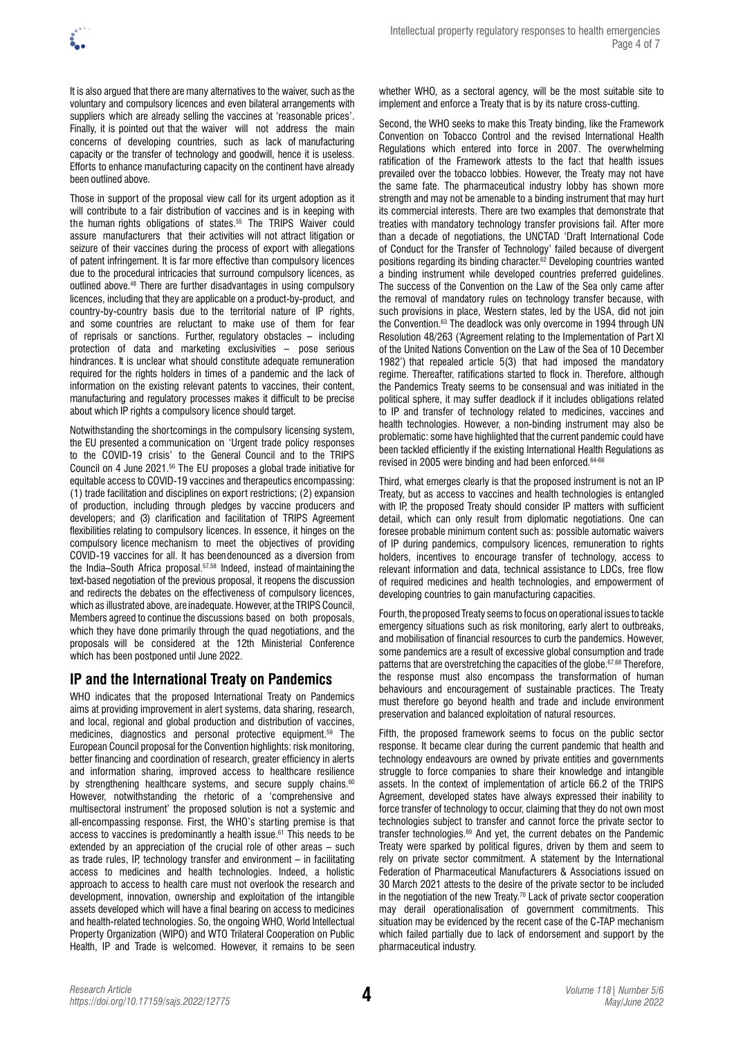It is also argued that there are many alternatives to the waiver, such as the voluntary and compulsory licences and even bilateral arrangements with suppliers which are already selling the vaccines at 'reasonable prices'. Finally, it is pointed out that the waiver will not address the main concerns of developing countries, such as lack of manufacturing capacity or the transfer of technology and goodwill, hence it is useless. Efforts to enhance manufacturing capacity on the continent have already been outlined above.

Those in support of the proposal view call for its urgent adoption as it will contribute to a fair distribution of vaccines and is in keeping with the human rights obligations of states.[55] The TRIPS Waiver could assure manufacturers that their activities will not attract litigation or seizure of their vaccines during the process of export with allegations of patent infringement. It is far more effective than compulsory licences due to the procedural intricacies that surround compulsory licences, as outlined above.[48] There are further disadvantages in using compulsory licences, including that they are applicable on a product-by-product, and country-by-country basis due to the territorial nature of IP rights, and some countries are reluctant to make use of them for fear of reprisals or sanctions. Further, regulatory obstacles – including protection of data and marketing exclusivities – pose serious hindrances. It is unclear what should constitute adequate remuneration required for the rights holders in times of a pandemic and the lack of information on the existing relevant patents to vaccines, their content, manufacturing and regulatory processes makes it difficult to be precise about which IP rights a compulsory licence should target.

Notwithstanding the shortcomings in the compulsory licensing system, the EU presented a communication on 'Urgent trade policy responses to the COVID-19 crisis' to the General Council and to the TRIPS Council on 4 June 2021.[56] The EU proposes a global trade initiative for equitable access to COVID-19 vaccines and therapeutics encompassing: (1) trade facilitation and disciplines on export restrictions; (2) expansion of production, including through pledges by vaccine producers and developers; and (3) clarification and facilitation of TRIPS Agreement flexibilities relating to compulsory licences. In essence, it hinges on the compulsory licence mechanism to meet the objectives of providing COVID-19 vaccines for all. It has been denounced as a diversion from the India–South Africa proposal.[57,58] Indeed, instead of maintaining the text-based negotiation of the previous proposal, it reopens the discussion and redirects the debates on the effectiveness of compulsory licences, which as illustrated above, are inadequate. However, at the TRIPS Council, Members agreed to continue the discussions based on both proposals, which they have done primarily through the quad negotiations, and the proposals will be considered at the 12th Ministerial Conference which has been postponed until June 2022.

## IP and the International Treaty on Pandemics

WHO indicates that the proposed International Treaty on Pandemics aims at providing improvement in alert systems, data sharing, research, and local, regional and global production and distribution of vaccines, medicines, diagnostics and personal protective equipment.[59] The European Council proposal for the Convention highlights: risk monitoring, better financing and coordination of research, greater efficiency in alerts and information sharing, improved access to healthcare resilience by strengthening healthcare systems, and secure supply chains.[60] However, notwithstanding the rhetoric of a 'comprehensive and multisectoral instrument' the proposed solution is not a systemic and all-encompassing response. First, the WHO's starting premise is that access to vaccines is predominantly a health issue.[61] This needs to be extended by an appreciation of the crucial role of other areas – such as trade rules, IP, technology transfer and environment – in facilitating access to medicines and health technologies. Indeed, a holistic approach to access to health care must not overlook the research and development, innovation, ownership and exploitation of the intangible assets developed which will have a final bearing on access to medicines and health-related technologies. So, the ongoing WHO, World Intellectual Property Organization (WIPO) and WTO Trilateral Cooperation on Public Health, IP and Trade is welcomed. However, it remains to be seen whether WHO, as a sectoral agency, will be the most suitable site to implement and enforce a Treaty that is by its nature cross-cutting.

Second, the WHO seeks to make this Treaty binding, like the Framework Convention on Tobacco Control and the revised International Health Regulations which entered into force in 2007. The overwhelming ratification of the Framework attests to the fact that health issues prevailed over the tobacco lobbies. However, the Treaty may not have the same fate. The pharmaceutical industry lobby has shown more strength and may not be amenable to a binding instrument that may hurt its commercial interests. There are two examples that demonstrate that treaties with mandatory technology transfer provisions fail. After more than a decade of negotiations, the UNCTAD 'Draft International Code of Conduct for the Transfer of Technology' failed because of divergent positions regarding its binding character.[62] Developing countries wanted a binding instrument while developed countries preferred guidelines. The success of the Convention on the Law of the Sea only came after the removal of mandatory rules on technology transfer because, with such provisions in place, Western states, led by the USA, did not join the Convention.[63] The deadlock was only overcome in 1994 through UN Resolution 48/263 ('Agreement relating to the Implementation of Part XI of the United Nations Convention on the Law of the Sea of 10 December 1982') that repealed article 5(3) that had imposed the mandatory regime. Thereafter, ratifications started to flock in. Therefore, although the Pandemics Treaty seems to be consensual and was initiated in the political sphere, it may suffer deadlock if it includes obligations related to IP and transfer of technology related to medicines, vaccines and health technologies. However, a non-binding instrument may also be problematic: some have highlighted that the current pandemic could have been tackled efficiently if the existing International Health Regulations as revised in 2005 were binding and had been enforced.[64-66]

Third, what emerges clearly is that the proposed instrument is not an IP Treaty, but as access to vaccines and health technologies is entangled with IP, the proposed Treaty should consider IP matters with sufficient detail, which can only result from diplomatic negotiations. One can foresee probable minimum content such as: possible automatic waivers of IP during pandemics, compulsory licences, remuneration to rights holders, incentives to encourage transfer of technology, access to relevant information and data, technical assistance to LDCs, free flow of required medicines and health technologies, and empowerment of developing countries to gain manufacturing capacities.

Fourth, the proposed Treaty seems to focus on operational issues to tackle emergency situations such as risk monitoring, early alert to outbreaks, and mobilisation of financial resources to curb the pandemics. However, some pandemics are a result of excessive global consumption and trade patterns that are overstretching the capacities of the globe.[67,68] Therefore, the response must also encompass the transformation of human behaviours and encouragement of sustainable practices. The Treaty must therefore go beyond health and trade and include environment preservation and balanced exploitation of natural resources.

Fifth, the proposed framework seems to focus on the public sector response. It became clear during the current pandemic that health and technology endeavours are owned by private entities and governments struggle to force companies to share their knowledge and intangible assets. In the context of implementation of article 66.2 of the TRIPS Agreement, developed states have always expressed their inability to force transfer of technology to occur, claiming that they do not own most technologies subject to transfer and cannot force the private sector to transfer technologies.[69] And yet, the current debates on the Pandemic Treaty were sparked by political figures, driven by them and seem to rely on private sector commitment. A statement by the International Federation of Pharmaceutical Manufacturers & Associations issued on 30 March 2021 attests to the desire of the private sector to be included in the negotiation of the new Treaty.[70] Lack of private sector cooperation may derail operationalisation of government commitments. This situation may be evidenced by the recent case of the C-TAP mechanism which failed partially due to lack of endorsement and support by the pharmaceutical industry.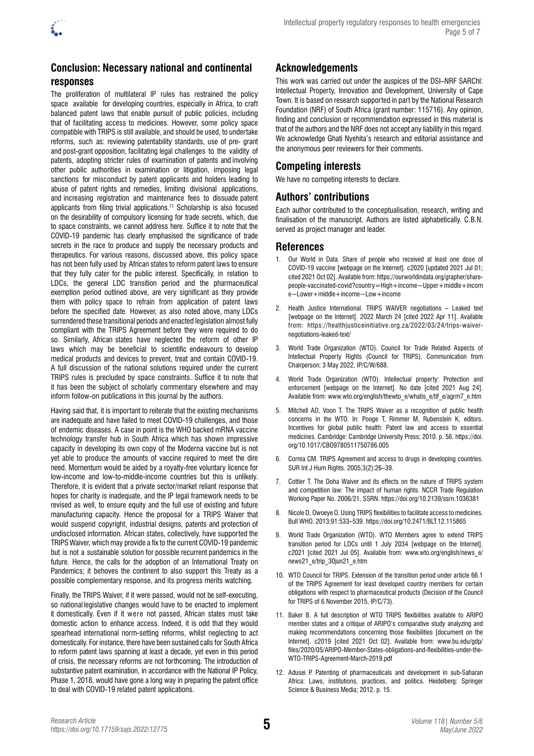## Conclusion: Necessary national and continental responses

The proliferation of multilateral IP rules has restrained the policy space available for developing countries, especially in Africa, to craft balanced patent laws that enable pursuit of public policies, including that of facilitating access to medicines. However, some policy space compatible with TRIPS is still available, and should be used, to undertake reforms, such as: reviewing patentability standards, use of pre- grant and post-grant opposition, facilitating legal challenges to the validity of patents, adopting stricter rules of examination of patents and involving other public authorities in examination or litigation, imposing legal sanctions for misconduct by patent applicants and holders leading to abuse of patent rights and remedies, limiting divisional applications, and increasing registration and maintenance fees to dissuade patent applicants from filing trivial applications.[71] Scholarship is also focused on the desirability of compulsory licensing for trade secrets, which, due to space constraints, we cannot address here. Suffice it to note that the COVID-19 pandemic has clearly emphasised the significance of trade secrets in the race to produce and supply the necessary products and therapeutics. For various reasons, discussed above, this policy space has not been fully used by African states to reform patent laws to ensure that they fully cater for the public interest. Specifically, in relation to LDCs, the general LDC transition period and the pharmaceutical exemption period outlined above, are very significant as they provide them with policy space to refrain from application of patent laws before the specified date. However, as also noted above, many LDCs surrendered these transitional periods and enacted legislation almost fully compliant with the TRIPS Agreement before they were required to do so. Similarly, African states have neglected the reform of other IP laws which may be beneficial to scientific endeavours to develop medical products and devices to prevent, treat and contain COVID-19. A full discussion of the national solutions required under the current TRIPS rules is precluded by space constraints. Suffice it to note that it has been the subject of scholarly commentary elsewhere and may inform follow-on publications in this journal by the authors.

Having said that, it is important to reiterate that the existing mechanisms are inadequate and have failed to meet COVID-19 challenges, and those of endemic diseases. A case in point is the WHO backed mRNA vaccine technology transfer hub in South Africa which has shown impressive capacity in developing its own copy of the Moderna vaccine but is not yet able to produce the amounts of vaccine required to meet the dire need. Momentum would be aided by a royalty-free voluntary licence for low-income and low-to-middle-income countries but this is unlikely. Therefore, it is evident that a private sector/market reliant response that hopes for charity is inadequate, and the IP legal framework needs to be revised as well, to ensure equity and the full use of existing and future manufacturing capacity. Hence the proposal for a TRIPS Waiver that would suspend copyright, industrial designs, patents and protection of undisclosed information. African states, collectively, have supported the TRIPS Waiver, which may provide a fix to the current COVID-19 pandemic but is not a sustainable solution for possible recurrent pandemics in the future. Hence, the calls for the adoption of an International Treaty on Pandemics; it behoves the continent to also support this Treaty as a possible complementary response, and its progress merits watching.

Finally, the TRIPS Waiver, if it were passed, would not be self-executing, so national legislative changes would have to be enacted to implement it domestically. Even if it were not passed, African states must take domestic action to enhance access. Indeed, it is odd that they would spearhead international norm-setting reforms, whilst neglecting to act domestically. For instance, there have been sustained calls for South Africa to reform patent laws spanning at least a decade, yet even in this period of crisis, the necessary reforms are not forthcoming. The introduction of substantive patent examination, in accordance with the National IP Policy, Phase 1, 2018, would have gone a long way in preparing the patent office to deal with COVID-19 related patent applications.

## Acknowledgements

This work was carried out under the auspices of the DSI–NRF SARChI: Intellectual Property, Innovation and Development, University of Cape Town. It is based on research supported in part by the National Research Foundation (NRF) of South Africa (grant number: 115716). Any opinion, finding and conclusion or recommendation expressed in this material is that of the authors and the NRF does not accept any liability in this regard. We acknowledge Ghati Nyehita's research and editorial assistance and the anonymous peer reviewers for their comments.

## Competing interests

We have no competing interests to declare.

## Authors' contributions

Each author contributed to the conceptualisation, research, writing and finalisation of the manuscript. Authors are listed alphabetically. C.B.N. served as project manager and leader.

## References

1. Our World in Data. Share of people who received at least one dose of COVID-19 vaccine [webpage on the Internet]. c2020 [updated 2021 Jul 01; cited 2021 Oct 02]. Available from: https://ourworldindata.org/grapher/share-people-vaccinated-covid?country=High+income~Upper+middle+income~Lower+middle+income~Low+income
2. Health Justice International. TRIPS WAIVER negotiations – Leaked text [webpage on the Internet]. 2022 March 24 [cited 2022 Apr 11]. Available from: https://healthjusticeinitiative.org.za/2022/03/24/trips-waiver-negotiations-leaked-text/
3. World Trade Organization (WTO). Council for Trade Related Aspects of Intellectual Property Rights (Council for TRIPS). Communication from Chairperson; 3 May 2022, IP/C/W/688.
4. World Trade Organization (WTO). Intellectual property: Protection and enforcement [webpage on the Internet]. No date [cited 2021 Aug 24]. Available from: www.wto.org/english/thewto_e/whatis_e/tif_e/agrm7_e.htm
5. Mitchell AD, Voon T. The TRIPS Waiver as a recognition of public health concerns in the WTO. In: Pooge T, Rimmer M, Rubenstein K, editors. Incentives for global public health: Patent law and access to essential medicines. Cambridge: Cambridge University Press; 2010. p. 56. https://doi.org/10.1017/CBO9780511750786.005
6. Correa CM. TRIPS Agreement and access to drugs in developing countries. SUR Int J Hum Rights. 2005;3(2):26–39.
7. Cottier T. The Doha Waiver and its effects on the nature of TRIPS system and competition law: The impact of human rights. NCCR Trade Regulation Working Paper No. 2006/21. SSRN. https://doi.org/10.2139/ssrn.1036381
8. Nicole D, Owoeye O. Using TRIPS flexibilities to facilitate access to medicines. Bull WHO. 2013;91:533–539. https://doi.org/10.2471/BLT.12.115865
9. World Trade Organization (WTO). WTO Members agree to extend TRIPS transition period for LDCs until 1 July 2034 [webpage on the Internet]. c2021 [cited 2021 Jul 05]. Available from: www.wto.org/english/news_e/news21_e/trip_30jun21_e.htm
10. WTO Council for TRIPS. Extension of the transition period under article 66.1 of the TRIPS Agreement for least developed country members for certain obligations with respect to pharmaceutical products (Decision of the Council for TRIPS of 6 November 2015, IP/C/73).
11. Baker B. A full description of WTO TRIPS flexibilities available to ARIPO member states and a critique of ARIPO's comparative study analyzing and making recommendations concerning those flexibilities [document on the Internet]. c2019 [cited 2021 Oct 02]. Available from: www.bu.edu/gdp/files/2020/05/ARIPO-Member-States-obligations-and-flexibilities-under-the-WTO-TRIPS-Agreement-March-2019.pdf
12. Adusei P. Patenting of pharmaceuticals and development in sub-Saharan Africa: Laws, institutions, practices, and politics. Heidelberg: Springer Science & Business Media; 2012. p. 15.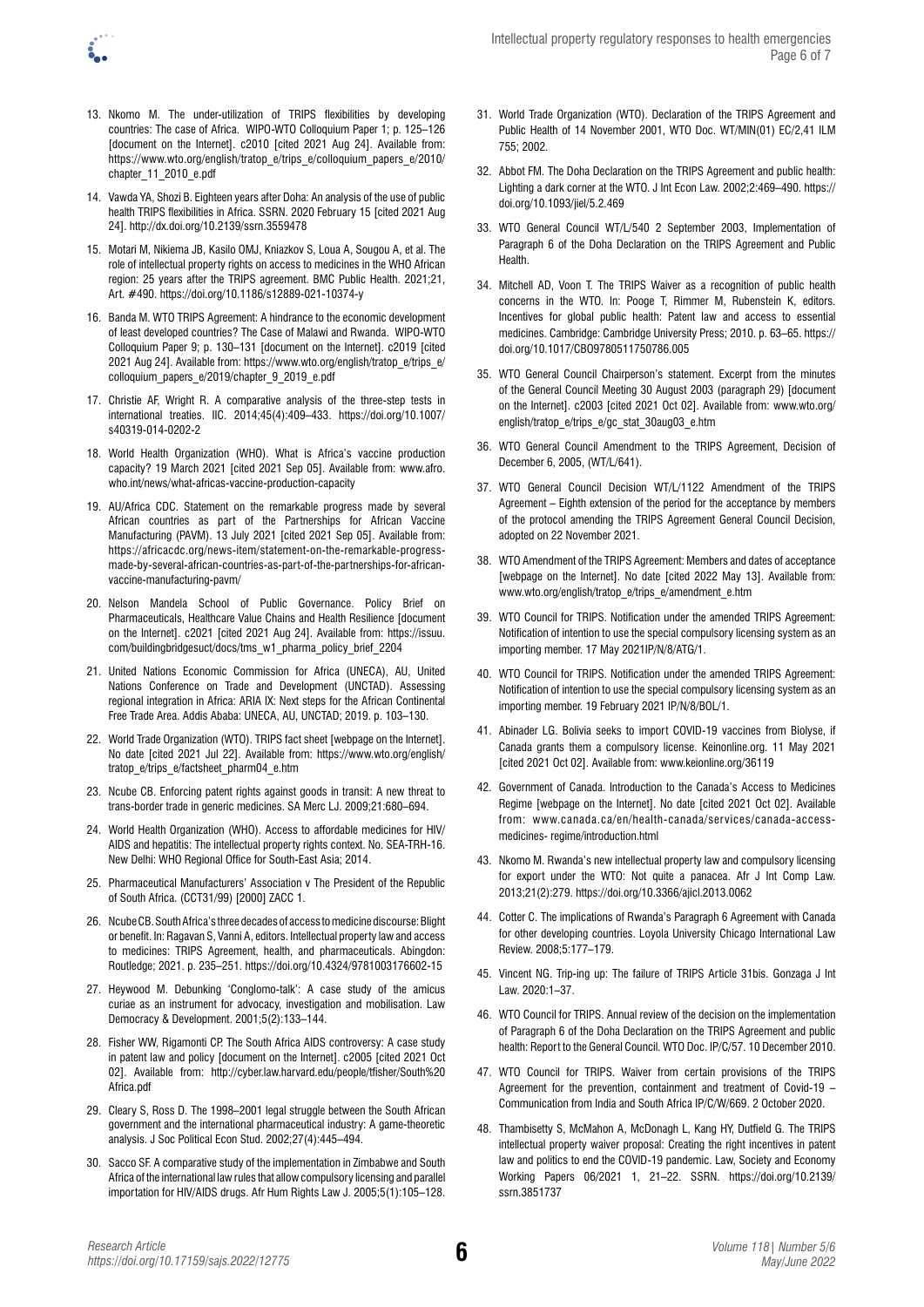13. Nkomo M. The under-utilization of TRIPS flexibilities by developing countries: The case of Africa. WIPO-WTO Colloquium Paper 1; p. 125–126 [document on the Internet]. c2010 [cited 2021 Aug 24]. Available from: https://www.wto.org/english/tratop_e/trips_e/colloquium_papers_e/2010/chapter_11_2010_e.pdf

14. Vawda YA, Shozi B. Eighteen years after Doha: An analysis of the use of public health TRIPS flexibilities in Africa. SSRN. 2020 February 15 [cited 2021 Aug 24]. http://dx.doi.org/10.2139/ssrn.3559478

15. Motari M, Nikiema JB, Kasilo OMJ, Kniazkov S, Loua A, Sougou A, et al. The role of intellectual property rights on access to medicines in the WHO African region: 25 years after the TRIPS agreement. BMC Public Health. 2021;21, Art. #490. https://doi.org/10.1186/s12889-021-10374-y

16. Banda M. WTO TRIPS Agreement: A hindrance to the economic development of least developed countries? The Case of Malawi and Rwanda. WIPO-WTO Colloquium Paper 9; p. 130–131 [document on the Internet]. c2019 [cited 2021 Aug 24]. Available from: https://www.wto.org/english/tratop_e/trips_e/colloquium_papers_e/2019/chapter_9_2019_e.pdf

17. Christie AF, Wright R. A comparative analysis of the three-step tests in international treaties. IIC. 2014;45(4):409–433. https://doi.org/10.1007/s40319-014-0202-2

18. World Health Organization (WHO). What is Africa's vaccine production capacity? 19 March 2021 [cited 2021 Sep 05]. Available from: www.afro.who.int/news/what-africas-vaccine-production-capacity

19. AU/Africa CDC. Statement on the remarkable progress made by several African countries as part of the Partnerships for African Vaccine Manufacturing (PAVM). 13 July 2021 [cited 2021 Sep 05]. Available from: https://africacdc.org/news-item/statement-on-the-remarkable-progress-made-by-several-african-countries-as-part-of-the-partnerships-for-african-vaccine-manufacturing-pavm/

20. Nelson Mandela School of Public Governance. Policy Brief on Pharmaceuticals, Healthcare Value Chains and Health Resilience [document on the Internet]. c2021 [cited 2021 Aug 24]. Available from: https://issuu.com/buildingbridgesuct/docs/tms_w1_pharma_policy_brief_2204

21. United Nations Economic Commission for Africa (UNECA), AU, United Nations Conference on Trade and Development (UNCTAD). Assessing regional integration in Africa: ARIA IX: Next steps for the African Continental Free Trade Area. Addis Ababa: UNECA, AU, UNCTAD; 2019. p. 103–130.

22. World Trade Organization (WTO). TRIPS fact sheet [webpage on the Internet]. No date [cited 2021 Jul 22]. Available from: https://www.wto.org/english/tratop_e/trips_e/factsheet_pharm04_e.htm

23. Ncube CB. Enforcing patent rights against goods in transit: A new threat to trans-border trade in generic medicines. SA Merc LJ. 2009;21:680–694.

24. World Health Organization (WHO). Access to affordable medicines for HIV/AIDS and hepatitis: The intellectual property rights context. No. SEA-TRH-16. New Delhi: WHO Regional Office for South-East Asia; 2014.

25. Pharmaceutical Manufacturers' Association v The President of the Republic of South Africa. (CCT31/99) [2000] ZACC 1.

26. Ncube CB. South Africa's three decades of access to medicine discourse: Blight or benefit. In: Ragavan S, Vanni A, editors. Intellectual property law and access to medicines: TRIPS Agreement, health, and pharmaceuticals. Abingdon: Routledge; 2021. p. 235–251. https://doi.org/10.4324/9781003176602-15

27. Heywood M. Debunking 'Conglomo-talk': A case study of the amicus curiae as an instrument for advocacy, investigation and mobilisation. Law Democracy & Development. 2001;5(2):133–144.

28. Fisher WW, Rigamonti CP. The South Africa AIDS controversy: A case study in patent law and policy [document on the Internet]. c2005 [cited 2021 Oct 02]. Available from: http://cyber.law.harvard.edu/people/tfisher/South%20Africa.pdf

29. Cleary S, Ross D. The 1998–2001 legal struggle between the South African government and the international pharmaceutical industry: A game-theoretic analysis. J Soc Political Econ Stud. 2002;27(4):445–494.

30. Sacco SF. A comparative study of the implementation in Zimbabwe and South Africa of the international law rules that allow compulsory licensing and parallel importation for HIV/AIDS drugs. Afr Hum Rights Law J. 2005;5(1):105–128.

31. World Trade Organization (WTO). Declaration of the TRIPS Agreement and Public Health of 14 November 2001, WTO Doc. WT/MIN(01) EC/2,41 ILM 755; 2002.

32. Abbot FM. The Doha Declaration on the TRIPS Agreement and public health: Lighting a dark corner at the WTO. J Int Econ Law. 2002;2:469–490. https://doi.org/10.1093/jiel/5.2.469

33. WTO General Council WT/L/540 2 September 2003, Implementation of Paragraph 6 of the Doha Declaration on the TRIPS Agreement and Public Health.

34. Mitchell AD, Voon T. The TRIPS Waiver as a recognition of public health concerns in the WTO. In: Pooge T, Rimmer M, Rubenstein K, editors. Incentives for global public health: Patent law and access to essential medicines. Cambridge: Cambridge University Press; 2010. p. 63–65. https://doi.org/10.1017/CBO9780511750786.005

35. WTO General Council Chairperson's statement. Excerpt from the minutes of the General Council Meeting 30 August 2003 (paragraph 29) [document on the Internet]. c2003 [cited 2021 Oct 02]. Available from: www.wto.org/english/tratop_e/trips_e/gc_stat_30aug03_e.htm

36. WTO General Council Amendment to the TRIPS Agreement, Decision of December 6, 2005, (WT/L/641).

37. WTO General Council Decision WT/L/1122 Amendment of the TRIPS Agreement – Eighth extension of the period for the acceptance by members of the protocol amending the TRIPS Agreement General Council Decision, adopted on 22 November 2021.

38. WTO Amendment of the TRIPS Agreement: Members and dates of acceptance [webpage on the Internet]. No date [cited 2022 May 13]. Available from: www.wto.org/english/tratop_e/trips_e/amendment_e.htm

39. WTO Council for TRIPS. Notification under the amended TRIPS Agreement: Notification of intention to use the special compulsory licensing system as an importing member. 17 May 2021IP/N/8/ATG/1.

40. WTO Council for TRIPS. Notification under the amended TRIPS Agreement: Notification of intention to use the special compulsory licensing system as an importing member. 19 February 2021 IP/N/8/BOL/1.

41. Abinader LG. Bolivia seeks to import COVID-19 vaccines from Biolyse, if Canada grants them a compulsory license. Keinonline.org. 11 May 2021 [cited 2021 Oct 02]. Available from: www.keionline.org/36119

42. Government of Canada. Introduction to the Canada's Access to Medicines Regime [webpage on the Internet]. No date [cited 2021 Oct 02]. Available from: www.canada.ca/en/health-canada/services/canada-access-medicines- regime/introduction.html

43. Nkomo M. Rwanda's new intellectual property law and compulsory licensing for export under the WTO: Not quite a panacea. Afr J Int Comp Law. 2013;21(2):279. https://doi.org/10.3366/ajicl.2013.0062

44. Cotter C. The implications of Rwanda's Paragraph 6 Agreement with Canada for other developing countries. Loyola University Chicago International Law Review. 2008;5:177–179.

45. Vincent NG. Trip-ing up: The failure of TRIPS Article 31bis. Gonzaga J Int Law. 2020:1–37.

46. WTO Council for TRIPS. Annual review of the decision on the implementation of Paragraph 6 of the Doha Declaration on the TRIPS Agreement and public health: Report to the General Council. WTO Doc. IP/C/57. 10 December 2010.

47. WTO Council for TRIPS. Waiver from certain provisions of the TRIPS Agreement for the prevention, containment and treatment of Covid-19 – Communication from India and South Africa IP/C/W/669. 2 October 2020.

48. Thambisetty S, McMahon A, McDonagh L, Kang HY, Dutfield G. The TRIPS intellectual property waiver proposal: Creating the right incentives in patent law and politics to end the COVID-19 pandemic. Law, Society and Economy Working Papers 06/2021 1, 21–22. SSRN. https://doi.org/10.2139/ssrn.3851737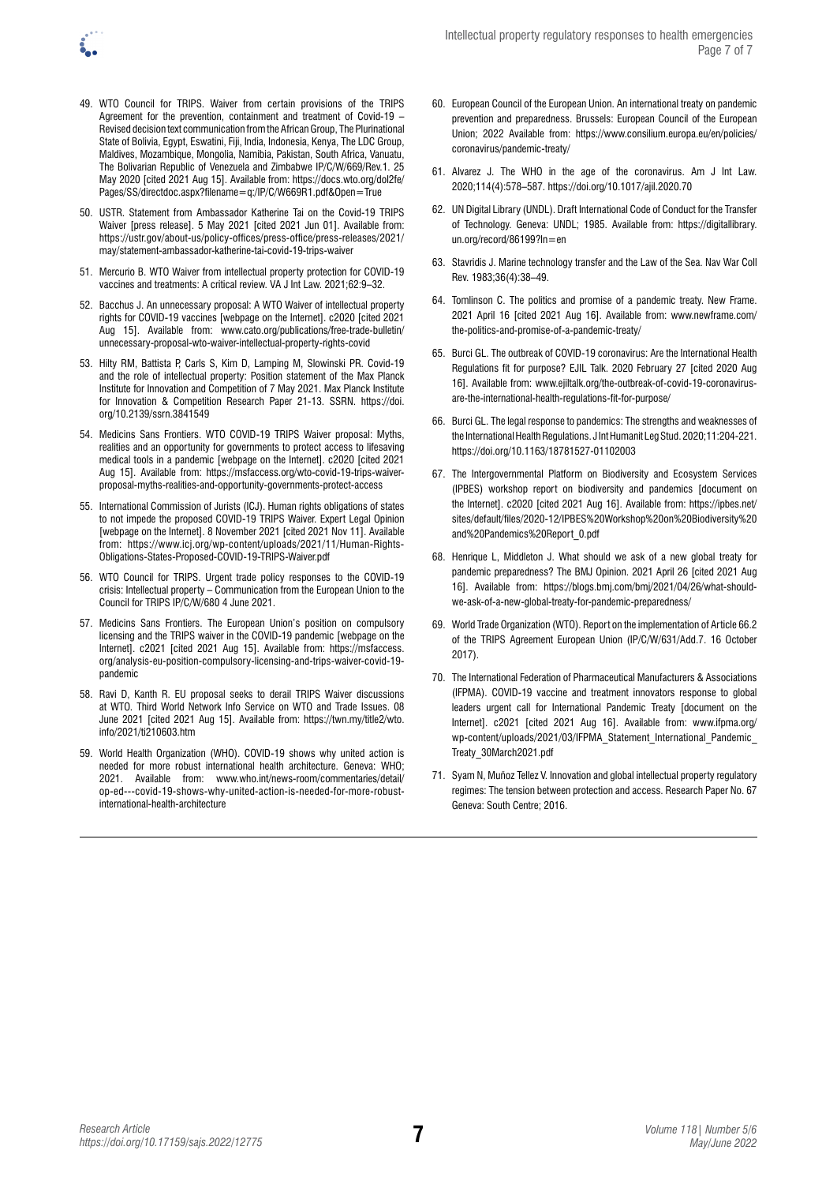49. WTO Council for TRIPS. Waiver from certain provisions of the TRIPS Agreement for the prevention, containment and treatment of Covid-19 – Revised decision text communication from the African Group, The Plurinational State of Bolivia, Egypt, Eswatini, Fiji, India, Indonesia, Kenya, The LDC Group, Maldives, Mozambique, Mongolia, Namibia, Pakistan, South Africa, Vanuatu, The Bolivarian Republic of Venezuela and Zimbabwe IP/C/W/669/Rev.1. 25 May 2020 [cited 2021 Aug 15]. Available from: https://docs.wto.org/dol2fe/Pages/SS/directdoc.aspx?filename=q:/IP/C/W669R1.pdf&Open=True

50. USTR. Statement from Ambassador Katherine Tai on the Covid-19 TRIPS Waiver [press release]. 5 May 2021 [cited 2021 Jun 01]. Available from: https://ustr.gov/about-us/policy-offices/press-office/press-releases/2021/may/statement-ambassador-katherine-tai-covid-19-trips-waiver

51. Mercurio B. WTO Waiver from intellectual property protection for COVID-19 vaccines and treatments: A critical review. VA J Int Law. 2021;62:9–32.

52. Bacchus J. An unnecessary proposal: A WTO Waiver of intellectual property rights for COVID-19 vaccines [webpage on the Internet]. c2020 [cited 2021 Aug 15]. Available from: www.cato.org/publications/free-trade-bulletin/unnecessary-proposal-wto-waiver-intellectual-property-rights-covid

53. Hilty RM, Battista P, Carls S, Kim D, Lamping M, Slowinski PR. Covid-19 and the role of intellectual property: Position statement of the Max Planck Institute for Innovation and Competition of 7 May 2021. Max Planck Institute for Innovation & Competition Research Paper 21-13. SSRN. https://doi.org/10.2139/ssrn.3841549

54. Medicins Sans Frontiers. WTO COVID-19 TRIPS Waiver proposal: Myths, realities and an opportunity for governments to protect access to lifesaving medical tools in a pandemic [webpage on the Internet]. c2020 [cited 2021 Aug 15]. Available from: https://msfaccess.org/wto-covid-19-trips-waiver-proposal-myths-realities-and-opportunity-governments-protect-access

55. International Commission of Jurists (ICJ). Human rights obligations of states to not impede the proposed COVID-19 TRIPS Waiver. Expert Legal Opinion [webpage on the Internet]. 8 November 2021 [cited 2021 Nov 11]. Available from: https://www.icj.org/wp-content/uploads/2021/11/Human-Rights-Obligations-States-Proposed-COVID-19-TRIPS-Waiver.pdf

56. WTO Council for TRIPS. Urgent trade policy responses to the COVID-19 crisis: Intellectual property – Communication from the European Union to the Council for TRIPS IP/C/W/680 4 June 2021.

57. Medicins Sans Frontiers. The European Union's position on compulsory licensing and the TRIPS waiver in the COVID-19 pandemic [webpage on the Internet]. c2021 [cited 2021 Aug 15]. Available from: https://msfaccess.org/analysis-eu-position-compulsory-licensing-and-trips-waiver-covid-19-pandemic

58. Ravi D, Kanth R. EU proposal seeks to derail TRIPS Waiver discussions at WTO. Third World Network Info Service on WTO and Trade Issues. 08 June 2021 [cited 2021 Aug 15]. Available from: https://twn.my/title2/wto.info/2021/ti210603.htm

59. World Health Organization (WHO). COVID-19 shows why united action is needed for more robust international health architecture. Geneva: WHO; 2021. Available from: www.who.int/news-room/commentaries/detail/op-ed---covid-19-shows-why-united-action-is-needed-for-more-robust-international-health-architecture

60. European Council of the European Union. An international treaty on pandemic prevention and preparedness. Brussels: European Council of the European Union; 2022 Available from: https://www.consilium.europa.eu/en/policies/coronavirus/pandemic-treaty/

61. Alvarez J. The WHO in the age of the coronavirus. Am J Int Law. 2020;114(4):578–587. https://doi.org/10.1017/ajil.2020.70

62. UN Digital Library (UNDL). Draft International Code of Conduct for the Transfer of Technology. Geneva: UNDL; 1985. Available from: https://digitallibrary.un.org/record/86199?ln=en

63. Stavridis J. Marine technology transfer and the Law of the Sea. Nav War Coll Rev. 1983;36(4):38–49.

64. Tomlinson C. The politics and promise of a pandemic treaty. New Frame. 2021 April 16 [cited 2021 Aug 16]. Available from: www.newframe.com/the-politics-and-promise-of-a-pandemic-treaty/

65. Burci GL. The outbreak of COVID-19 coronavirus: Are the International Health Regulations fit for purpose? EJIL Talk. 2020 February 27 [cited 2020 Aug 16]. Available from: www.ejiltalk.org/the-outbreak-of-covid-19-coronavirus-are-the-international-health-regulations-fit-for-purpose/

66. Burci GL. The legal response to pandemics: The strengths and weaknesses of the International Health Regulations. J Int Humanit Leg Stud. 2020;11:204-221. https://doi.org/10.1163/18781527-01102003

67. The Intergovernmental Platform on Biodiversity and Ecosystem Services (IPBES) workshop report on biodiversity and pandemics [document on the Internet]. c2020 [cited 2021 Aug 16]. Available from: https://ipbes.net/sites/default/files/2020-12/IPBES%20Workshop%20on%20Biodiversity%20and%20Pandemics%20Report_0.pdf

68. Henrique L, Middleton J. What should we ask of a new global treaty for pandemic preparedness? The BMJ Opinion. 2021 April 26 [cited 2021 Aug 16]. Available from: https://blogs.bmj.com/bmj/2021/04/26/what-should-we-ask-of-a-new-global-treaty-for-pandemic-preparedness/

69. World Trade Organization (WTO). Report on the implementation of Article 66.2 of the TRIPS Agreement European Union (IP/C/W/631/Add.7. 16 October 2017).

70. The International Federation of Pharmaceutical Manufacturers & Associations (IFPMA). COVID-19 vaccine and treatment innovators response to global leaders urgent call for International Pandemic Treaty [document on the Internet]. c2021 [cited 2021 Aug 16]. Available from: www.ifpma.org/wp-content/uploads/2021/03/IFPMA_Statement_International_Pandemic_Treaty_30March2021.pdf

71. Syam N, Muñoz Tellez V. Innovation and global intellectual property regulatory regimes: The tension between protection and access. Research Paper No. 67 Geneva: South Centre; 2016.